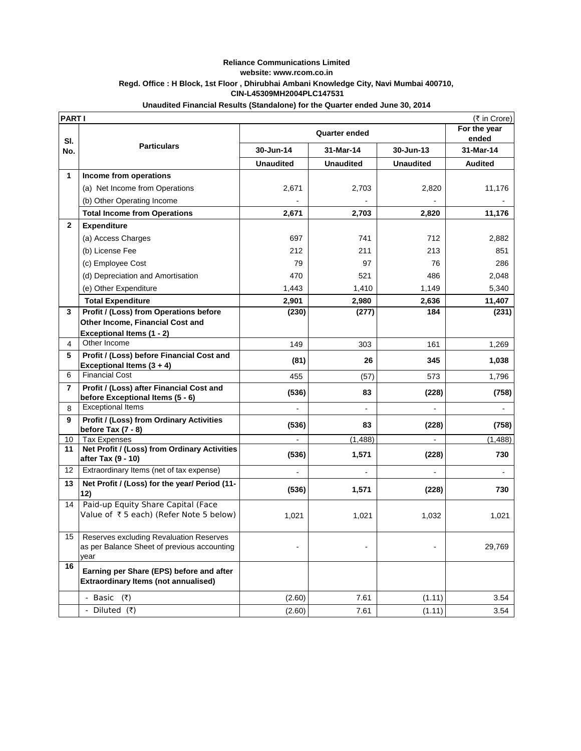**Reliance Communications Limited**

**website: www.rcom.co.in**

**Regd. Office : H Block, 1st Floor , Dhirubhai Ambani Knowledge City, Navi Mumbai 400710,**

**CIN-L45309MH2004PLC147531**

**Unaudited Financial Results (Standalone) for the Quarter ended June 30, 2014**

**PART I** (₹ in Crore)

| Sl. No. | Particulars | Quarter ended | | | For the year ended |
|---|---|---|---|---|---|
| | | 30-Jun-14 | 31-Mar-14 | 30-Jun-13 | 31-Mar-14 |
| | | Unaudited | Unaudited | Unaudited | Audited |
| **1** | **Income from operations** | | | | |
| | (a) Net Income from Operations | 2,671 | 2,703 | 2,820 | 11,176 |
| | (b) Other Operating Income | - | - | - | - |
| | **Total Income from Operations** | **2,671** | **2,703** | **2,820** | **11,176** |
| **2** | **Expenditure** | | | | |
| | (a) Access Charges | 697 | 741 | 712 | 2,882 |
| | (b) License Fee | 212 | 211 | 213 | 851 |
| | (c) Employee Cost | 79 | 97 | 76 | 286 |
| | (d) Depreciation and Amortisation | 470 | 521 | 486 | 2,048 |
| | (e) Other Expenditure | 1,443 | 1,410 | 1,149 | 5,340 |
| | **Total Expenditure** | **2,901** | **2,980** | **2,636** | **11,407** |
| **3** | **Profit / (Loss) from Operations before Other Income, Financial Cost and Exceptional Items (1 - 2)** | **(230)** | **(277)** | **184** | **(231)** |
| 4 | Other Income | 149 | 303 | 161 | 1,269 |
| **5** | **Profit / (Loss) before Financial Cost and Exceptional Items (3 + 4)** | **(81)** | **26** | **345** | **1,038** |
| 6 | Financial Cost | 455 | (57) | 573 | 1,796 |
| **7** | **Profit / (Loss) after Financial Cost and before Exceptional Items (5 - 6)** | **(536)** | **83** | **(228)** | **(758)** |
| 8 | Exceptional Items | - | - | - | - |
| **9** | **Profit / (Loss) from Ordinary Activities before Tax (7 - 8)** | **(536)** | **83** | **(228)** | **(758)** |
| 10 | Tax Expenses | - | (1,488) | - | (1,488) |
| **11** | **Net Profit / (Loss) from Ordinary Activities after Tax (9 - 10)** | **(536)** | **1,571** | **(228)** | **730** |
| 12 | Extraordinary Items (net of tax expense) | - | - | - | - |
| **13** | **Net Profit / (Loss) for the year/ Period (11-12)** | **(536)** | **1,571** | **(228)** | **730** |
| 14 | Paid-up Equity Share Capital (Face Value of ₹ 5 each) (Refer Note 5 below) | 1,021 | 1,021 | 1,032 | 1,021 |
| 15 | Reserves excluding Revaluation Reserves as per Balance Sheet of previous accounting year | - | - | - | 29,769 |
| **16** | **Earning per Share (EPS) before and after Extraordinary Items (not annualised)** | | | | |
| | - Basic (₹) | (2.60) | 7.61 | (1.11) | 3.54 |
| | - Diluted (₹) | (2.60) | 7.61 | (1.11) | 3.54 |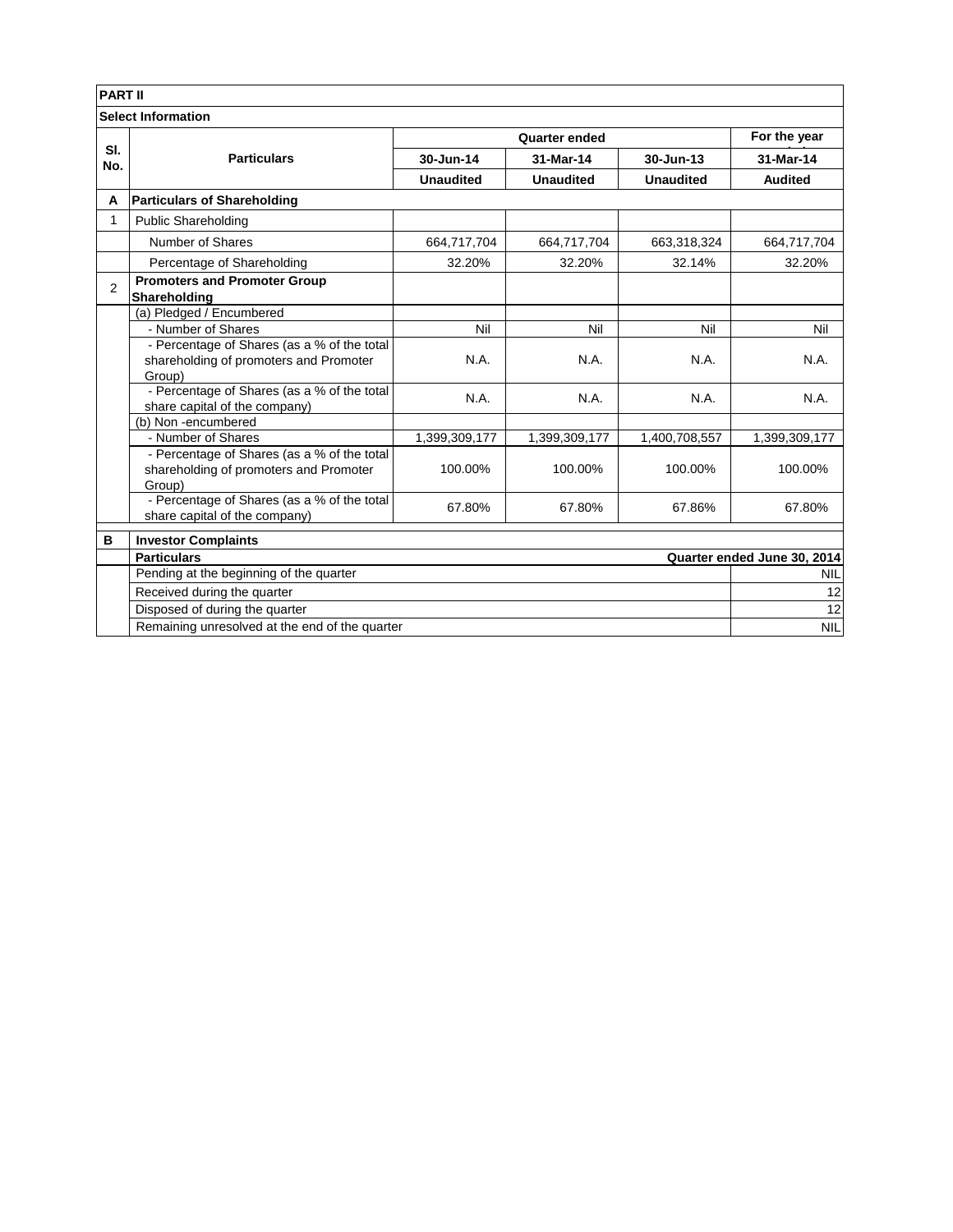**PART II**

**Select Information**

| Sl. No. | Particulars | Quarter ended | | | For the year ended |
|---|---|---|---|---|---|
| | | 30-Jun-14 | 31-Mar-14 | 30-Jun-13 | 31-Mar-14 |
| | | Unaudited | Unaudited | Unaudited | Audited |
| **A** | **Particulars of Shareholding** | | | | |
| 1 | Public Shareholding | | | | |
| | Number of Shares | 664,717,704 | 664,717,704 | 663,318,324 | 664,717,704 |
| | Percentage of Shareholding | 32.20% | 32.20% | 32.14% | 32.20% |
| 2 | **Promoters and Promoter Group Shareholding** | | | | |
| | (a) Pledged / Encumbered | | | | |
| | - Number of Shares | Nil | Nil | Nil | Nil |
| | - Percentage of Shares (as a % of the total shareholding of promoters and Promoter Group) | N.A. | N.A. | N.A. | N.A. |
| | - Percentage of Shares (as a % of the total share capital of the company) | N.A. | N.A. | N.A. | N.A. |
| | (b) Non -encumbered | | | | |
| | - Number of Shares | 1,399,309,177 | 1,399,309,177 | 1,400,708,557 | 1,399,309,177 |
| | - Percentage of Shares (as a % of the total shareholding of promoters and Promoter Group) | 100.00% | 100.00% | 100.00% | 100.00% |
| | - Percentage of Shares (as a % of the total share capital of the company) | 67.80% | 67.80% | 67.86% | 67.80% |

| | | |
|---|---|---|
| **B** | **Investor Complaints** | |
| | **Particulars** | **Quarter ended June 30, 2014** |
| | Pending at the beginning of the quarter | NIL |
| | Received during the quarter | 12 |
| | Disposed of during the quarter | 12 |
| | Remaining unresolved at the end of the quarter | NIL |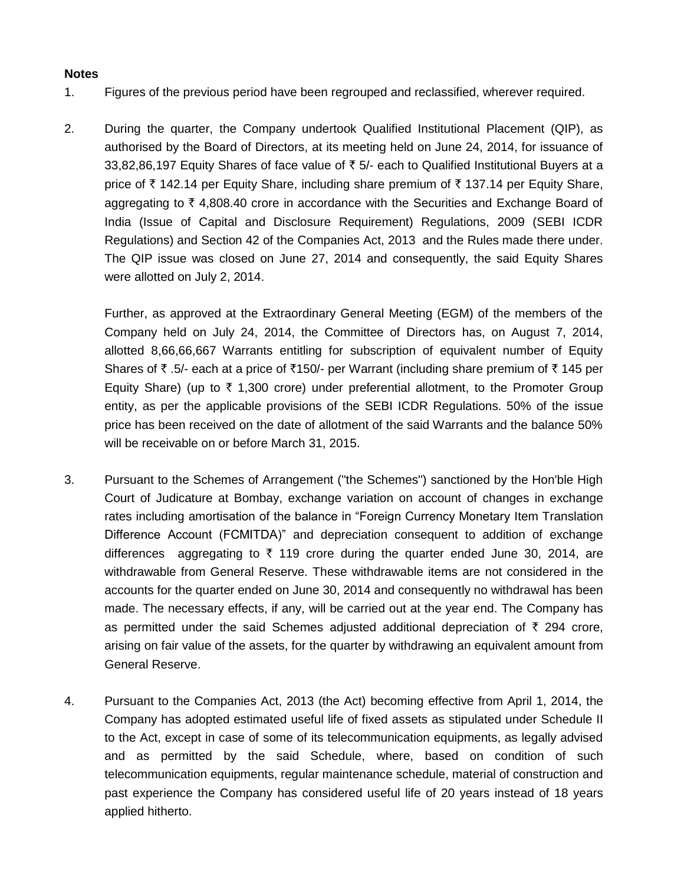**Notes**

1. Figures of the previous period have been regrouped and reclassified, wherever required.

2. During the quarter, the Company undertook Qualified Institutional Placement (QIP), as authorised by the Board of Directors, at its meeting held on June 24, 2014, for issuance of 33,82,86,197 Equity Shares of face value of ₹ 5/- each to Qualified Institutional Buyers at a price of ₹ 142.14 per Equity Share, including share premium of ₹ 137.14 per Equity Share, aggregating to ₹ 4,808.40 crore in accordance with the Securities and Exchange Board of India (Issue of Capital and Disclosure Requirement) Regulations, 2009 (SEBI ICDR Regulations) and Section 42 of the Companies Act, 2013 and the Rules made there under. The QIP issue was closed on June 27, 2014 and consequently, the said Equity Shares were allotted on July 2, 2014.

   Further, as approved at the Extraordinary General Meeting (EGM) of the members of the Company held on July 24, 2014, the Committee of Directors has, on August 7, 2014, allotted 8,66,66,667 Warrants entitling for subscription of equivalent number of Equity Shares of ₹ .5/- each at a price of ₹150/- per Warrant (including share premium of ₹ 145 per Equity Share) (up to ₹ 1,300 crore) under preferential allotment, to the Promoter Group entity, as per the applicable provisions of the SEBI ICDR Regulations. 50% of the issue price has been received on the date of allotment of the said Warrants and the balance 50% will be receivable on or before March 31, 2015.

3. Pursuant to the Schemes of Arrangement ("the Schemes") sanctioned by the Hon'ble High Court of Judicature at Bombay, exchange variation on account of changes in exchange rates including amortisation of the balance in "Foreign Currency Monetary Item Translation Difference Account (FCMITDA)" and depreciation consequent to addition of exchange differences aggregating to ₹ 119 crore during the quarter ended June 30, 2014, are withdrawable from General Reserve. These withdrawable items are not considered in the accounts for the quarter ended on June 30, 2014 and consequently no withdrawal has been made. The necessary effects, if any, will be carried out at the year end. The Company has as permitted under the said Schemes adjusted additional depreciation of ₹ 294 crore, arising on fair value of the assets, for the quarter by withdrawing an equivalent amount from General Reserve.

4. Pursuant to the Companies Act, 2013 (the Act) becoming effective from April 1, 2014, the Company has adopted estimated useful life of fixed assets as stipulated under Schedule II to the Act, except in case of some of its telecommunication equipments, as legally advised and as permitted by the said Schedule, where, based on condition of such telecommunication equipments, regular maintenance schedule, material of construction and past experience the Company has considered useful life of 20 years instead of 18 years applied hitherto.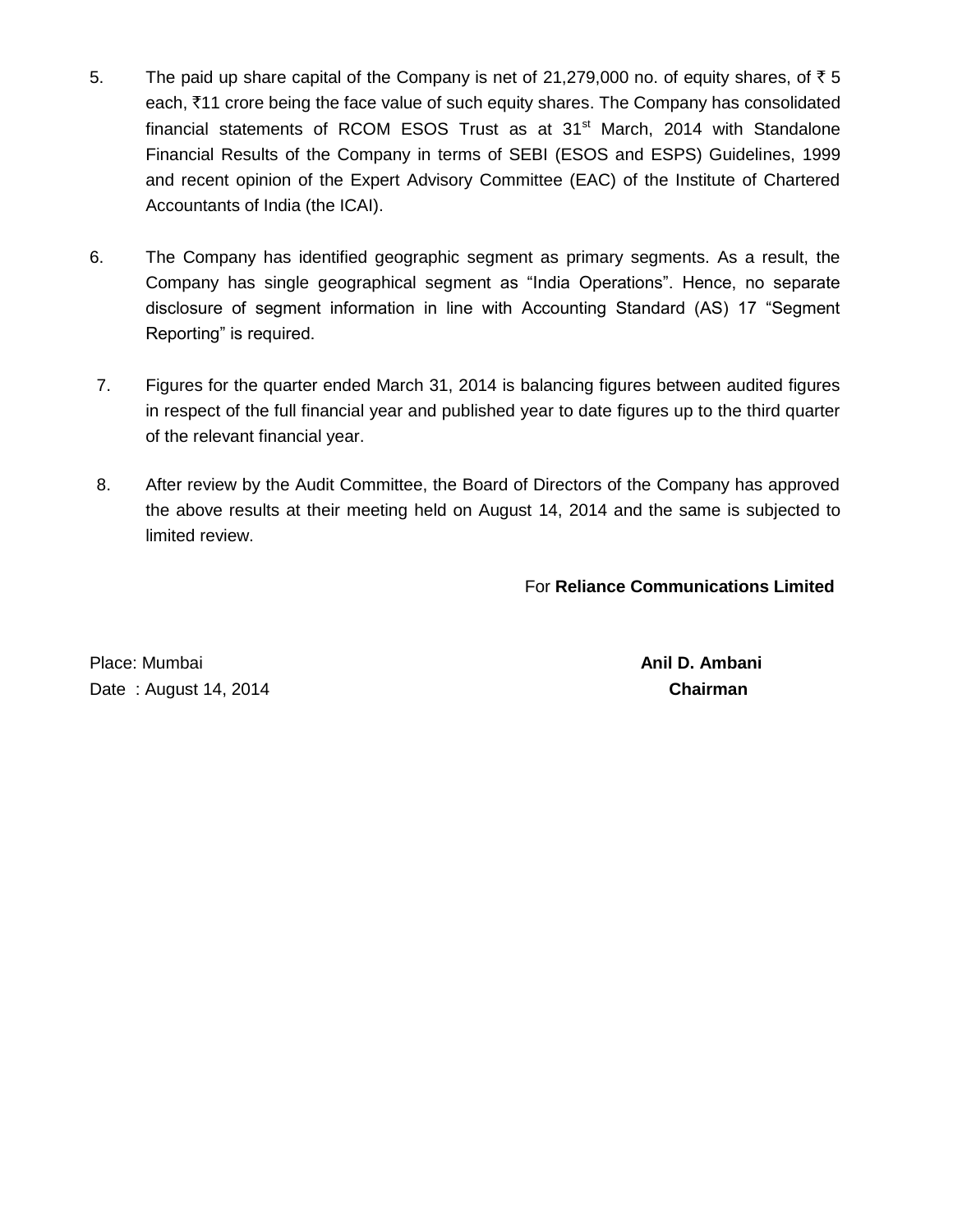5. The paid up share capital of the Company is net of 21,279,000 no. of equity shares, of ₹ 5 each, ₹11 crore being the face value of such equity shares. The Company has consolidated financial statements of RCOM ESOS Trust as at 31st March, 2014 with Standalone Financial Results of the Company in terms of SEBI (ESOS and ESPS) Guidelines, 1999 and recent opinion of the Expert Advisory Committee (EAC) of the Institute of Chartered Accountants of India (the ICAI).

6. The Company has identified geographic segment as primary segments. As a result, the Company has single geographical segment as "India Operations". Hence, no separate disclosure of segment information in line with Accounting Standard (AS) 17 "Segment Reporting" is required.

7. Figures for the quarter ended March 31, 2014 is balancing figures between audited figures in respect of the full financial year and published year to date figures up to the third quarter of the relevant financial year.

8. After review by the Audit Committee, the Board of Directors of the Company has approved the above results at their meeting held on August 14, 2014 and the same is subjected to limited review.

For **Reliance Communications Limited**

Place: Mumbai
Date : August 14, 2014

**Anil D. Ambani**
**Chairman**